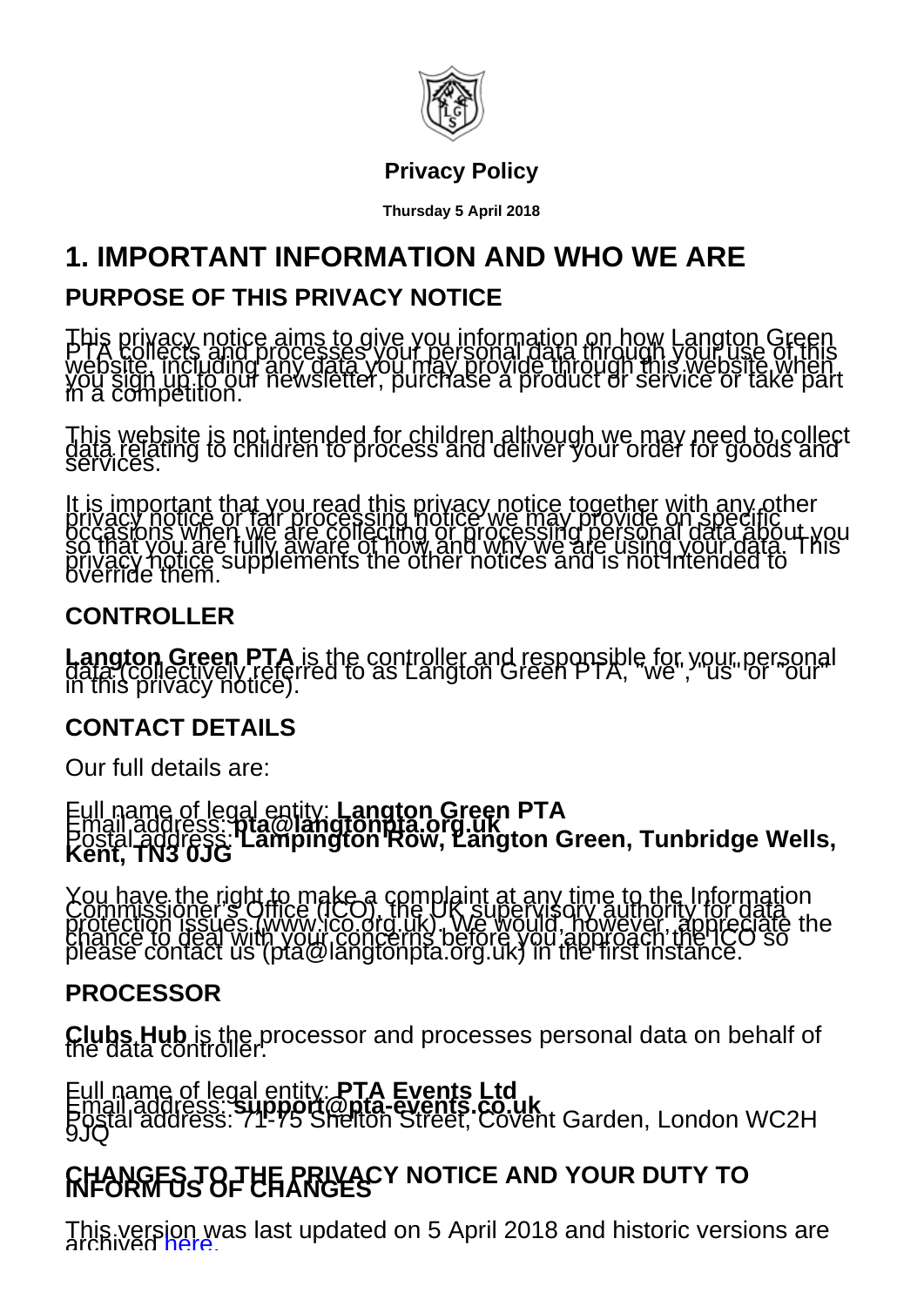**Privacy Policy**

**Thursday 5 April 2018**

# 1. IMPORTANT INFORMATION AND WHO WE ARE

## PURPOSE OF THIS PRIVACY NOTICE

This privacy notice aims to give you information on how Langton Green PTA collects and processes your personal data through your use of this website, including any data you may provide through this website when you sign up to our newsletter, purchase a product or service or take part in a competition.

This website is not intended for children although we may need to collect data relating to children to process and deliver your order for goods and services.

It is important that you read this privacy notice together with any other privacy notice or fair processing notice we may provide on specific occasions when we are collecting or processing personal data about you so that you are fully aware of how and why we are using your data. This privacy notice supplements the other notices and is not intended to override them.

## CONTROLLER

**Langton Green PTA** is the controller and responsible for your personal data (collectively referred to as Langton Green PTA, "we", "us" or "our" in this privacy notice).

## CONTACT DETAILS

Our full details are:

Full name of legal entity: **Langton Green PTA**
Email address: **pta@langtonpta.org.uk**
Postal address: **Lampington Row, Langton Green, Tunbridge Wells, Kent, TN3 0JG**

You have the right to make a complaint at any time to the Information Commissioner's Office (ICO), the UK supervisory authority for data protection issues (www.ico.org.uk). We would, however, appreciate the chance to deal with your concerns before you approach the ICO so please contact us (pta@langtonpta.org.uk) in the first instance.

## PROCESSOR

**Clubs Hub** is the processor and processes personal data on behalf of the data controller.

Full name of legal entity: **PTA Events Ltd**
Email address: **support@pta-events.co.uk**
Postal address: 71-75 Shelton Street, Covent Garden, London WC2H 9JQ

## CHANGES TO THE PRIVACY NOTICE AND YOUR DUTY TO INFORM US OF CHANGES

This version was last updated on 5 April 2018 and historic versions are archived here.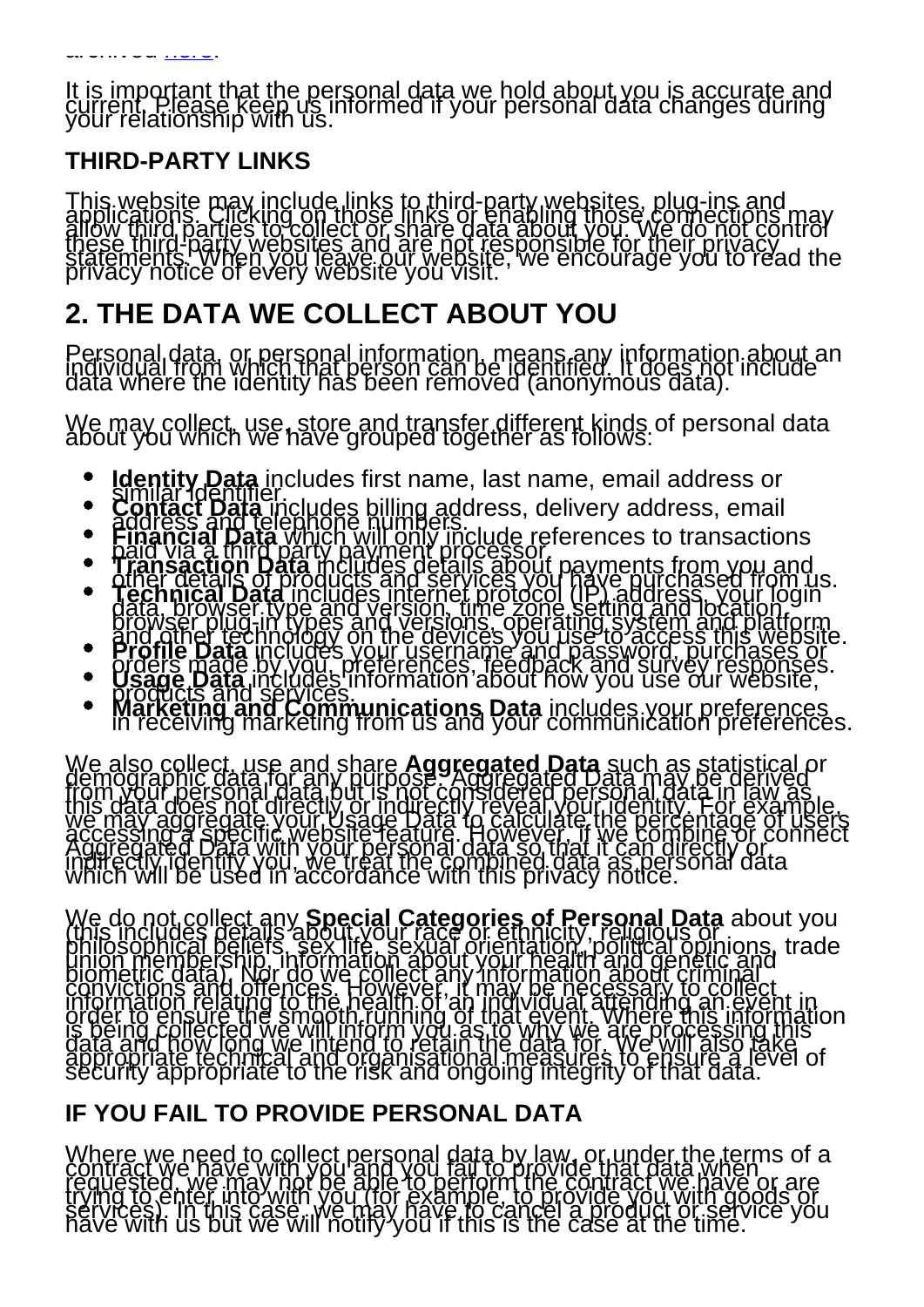archived here.

It is important that the personal data we hold about you is accurate and current. Please keep us informed if your personal data changes during your relationship with us.

### THIRD-PARTY LINKS

This website may include links to third-party websites, plug-ins and applications. Clicking on those links or enabling those connections may allow third parties to collect or share data about you. We do not control these third-party websites and are not responsible for their privacy statements. When you leave our website, we encourage you to read the privacy notice of every website you visit.

## 2. THE DATA WE COLLECT ABOUT YOU

Personal data, or personal information, means any information about an individual from which that person can be identified. It does not include data where the identity has been removed (anonymous data).

We may collect, use, store and transfer different kinds of personal data about you which we have grouped together as follows:

- **Identity Data** includes first name, last name, email address or similar identifier.
- **Contact Data** includes billing address, delivery address, email address and telephone numbers.
- **Financial Data** which will only include references to transactions paid via a third party payment processor.
- **Transaction Data** includes details about payments from you and other details of products and services you have purchased from us.
- **Technical Data** includes internet protocol (IP) address, your login data, browser type and version, time zone setting and location, browser plug-in types and versions, operating system and platform and other technology on the devices you use to access this website.
- **Profile Data** includes your username and password, purchases or orders made by you, preferences, feedback and survey responses.
- **Usage Data** includes information about how you use our website, products and services.
- **Marketing and Communications Data** includes your preferences in receiving marketing from us and your communication preferences.

We also collect, use and share **Aggregated Data** such as statistical or demographic data for any purpose. Aggregated Data may be derived from your personal data but is not considered personal data in law as this data does not directly or indirectly reveal your identity. For example, we may aggregate your Usage Data to calculate the percentage of users accessing a specific website feature. However, if we combine or connect Aggregated Data with your personal data so that it can directly or indirectly identify you, we treat the combined data as personal data which will be used in accordance with this privacy notice.

We do not collect any **Special Categories of Personal Data** about you (this includes details about your race or ethnicity, religious or philosophical beliefs, sex life, sexual orientation, political opinions, trade union membership, information about your health and genetic and biometric data). Nor do we collect any information about criminal convictions and offences. However, it may be necessary to collect information relating to the health of an individual attending an event in order to ensure the smooth running of that event. Where this information is being collected we will inform you as to why we are processing this data and how long we intend to retain the data for. We will also take appropriate technical and organisational measures to ensure a level of security appropriate to the risk and ongoing integrity of that data.

### IF YOU FAIL TO PROVIDE PERSONAL DATA

Where we need to collect personal data by law, or under the terms of a contract we have with you and you fail to provide that data when requested, we may not be able to perform the contract we have or are trying to enter into with you (for example, to provide you with goods or services). In this case, we may have to cancel a product or service you have with us but we will notify you if this is the case at the time.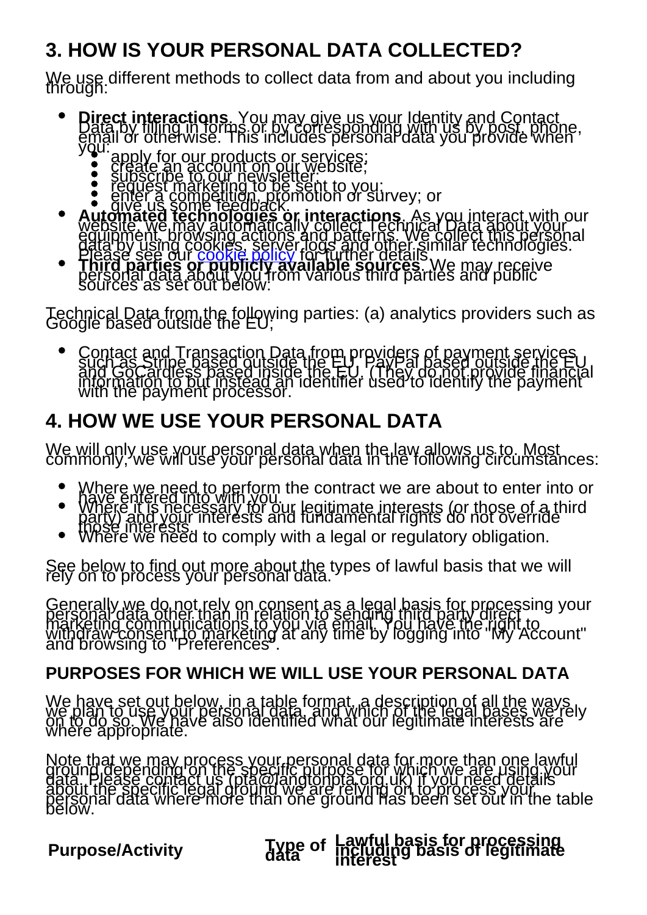## 3. HOW IS YOUR PERSONAL DATA COLLECTED?

We use different methods to collect data from and about you including through:

- **Direct interactions**. You may give us your Identity and Contact Data by filling in forms or by corresponding with us by post, phone, email or otherwise. This includes personal data you provide when you:
  - apply for our products or services;
  - create an account on our website;
  - subscribe to our newsletter;
  - request marketing to be sent to you;
  - enter a competition, promotion or survey; or
  - give us some feedback.
- **Automated technologies or interactions**. As you interact with our website, we may automatically collect Technical Data about your equipment, browsing actions and patterns. We collect this personal data by using cookies, server logs and other similar technologies. Please see our cookie policy for further details.
- **Third parties or publicly available sources**. We may receive personal data about you from various third parties and public sources as set out below:

Technical Data from the following parties: (a) analytics providers such as Google based outside the EU;

- Contact and Transaction Data from providers of payment services such as Stripe based outside the EU, PayPal based outside the EU and GoCardless based inside the EU. (They do not provide financial information to but instead an identifier used to identify the payment with the payment processor.

## 4. HOW WE USE YOUR PERSONAL DATA

We will only use your personal data when the law allows us to. Most commonly, we will use your personal data in the following circumstances:

- Where we need to perform the contract we are about to enter into or have entered into with you.
- Where it is necessary for our legitimate interests (or those of a third party) and your interests and fundamental rights do not override those interests.
- Where we need to comply with a legal or regulatory obligation.

See below to find out more about the types of lawful basis that we will rely on to process your personal data.

Generally we do not rely on consent as a legal basis for processing your personal data other than in relation to sending third party direct marketing communications to you via email. You have the right to withdraw consent to marketing at any time by logging into "My Account" and browsing to "Preferences".

### PURPOSES FOR WHICH WE WILL USE YOUR PERSONAL DATA

We have set out below, in a table format, a description of all the ways we plan to use your personal data, and which of the legal bases we rely on to do so. We have also identified what our legitimate interests are where appropriate.

Note that we may process your personal data for more than one lawful ground depending on the specific purpose for which we are using your data. Please contact us (pta@langtonpta.org.uk) if you need details about the specific legal ground we are relying on to process your personal data where more than one ground has been set out in the table below.

| Purpose/Activity | Type of data | Lawful basis for processing including basis of legitimate interest |
|---|---|---|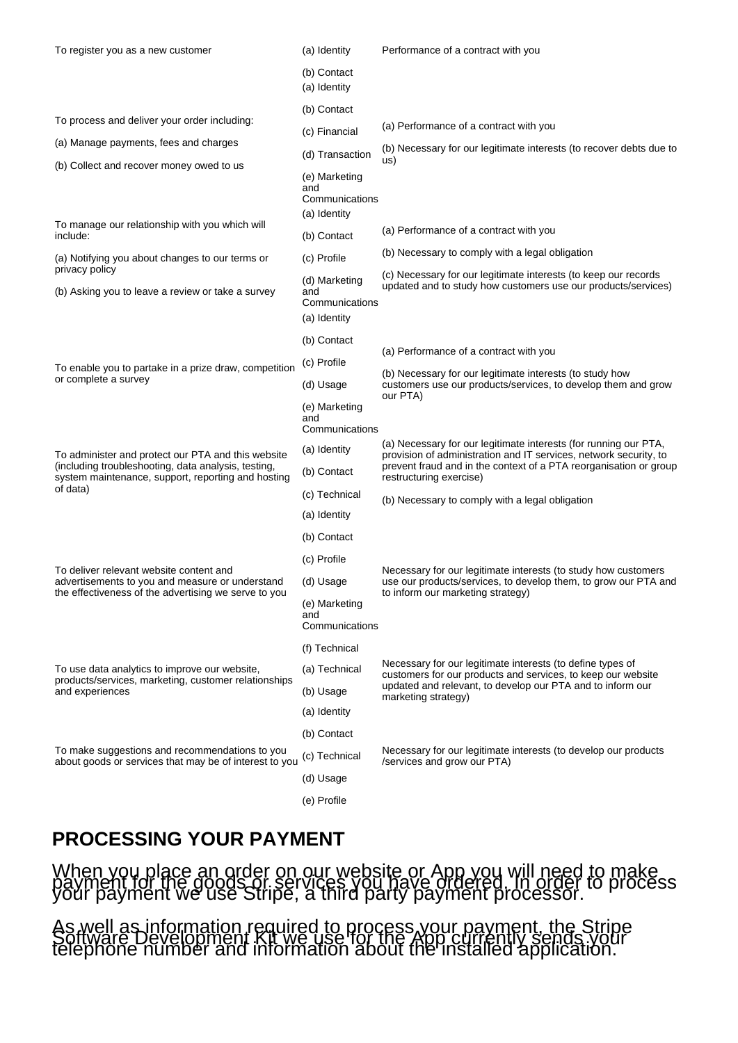| | | |
|---|---|---|
| To register you as a new customer | (a) Identity<br>(b) Contact | Performance of a contract with you |
| To process and deliver your order including:<br>(a) Manage payments, fees and charges<br>(b) Collect and recover money owed to us | (a) Identity<br>(b) Contact<br>(c) Financial<br>(d) Transaction<br>(e) Marketing and Communications | (a) Performance of a contract with you<br>(b) Necessary for our legitimate interests (to recover debts due to us) |
| To manage our relationship with you which will include:<br>(a) Notifying you about changes to our terms or privacy policy<br>(b) Asking you to leave a review or take a survey | (a) Identity<br>(b) Contact<br>(c) Profile<br>(d) Marketing and Communications | (a) Performance of a contract with you<br>(b) Necessary to comply with a legal obligation<br>(c) Necessary for our legitimate interests (to keep our records updated and to study how customers use our products/services) |
| To enable you to partake in a prize draw, competition or complete a survey | (a) Identity<br>(b) Contact<br>(c) Profile<br>(d) Usage<br>(e) Marketing and Communications | (a) Performance of a contract with you<br>(b) Necessary for our legitimate interests (to study how customers use our products/services, to develop them and grow our PTA) |
| To administer and protect our PTA and this website (including troubleshooting, data analysis, testing, system maintenance, support, reporting and hosting of data) | (a) Identity<br>(b) Contact<br>(c) Technical | (a) Necessary for our legitimate interests (for running our PTA, provision of administration and IT services, network security, to prevent fraud and in the context of a PTA reorganisation or group restructuring exercise)<br>(b) Necessary to comply with a legal obligation |
| To deliver relevant website content and advertisements to you and measure or understand the effectiveness of the advertising we serve to you | (a) Identity<br>(b) Contact<br>(c) Profile<br>(d) Usage<br>(e) Marketing and Communications<br>(f) Technical | Necessary for our legitimate interests (to study how customers use our products/services, to develop them, to grow our PTA and to inform our marketing strategy) |
| To use data analytics to improve our website, products/services, marketing, customer relationships and experiences | (a) Technical<br>(b) Usage | Necessary for our legitimate interests (to define types of customers for our products and services, to keep our website updated and relevant, to develop our PTA and to inform our marketing strategy) |
| To make suggestions and recommendations to you about goods or services that may be of interest to you | (a) Identity<br>(b) Contact<br>(c) Technical<br>(d) Usage<br>(e) Profile | Necessary for our legitimate interests (to develop our products /services and grow our PTA) |

## PROCESSING YOUR PAYMENT

When you place an order on our website or App you will need to make payment for the goods or services you have ordered. In order to process your payment we use Stripe, a third party payment processor.

As well as information required to process your payment, the Stripe Software Development Kit we use for the App currently sends your telephone number and information about the installed application.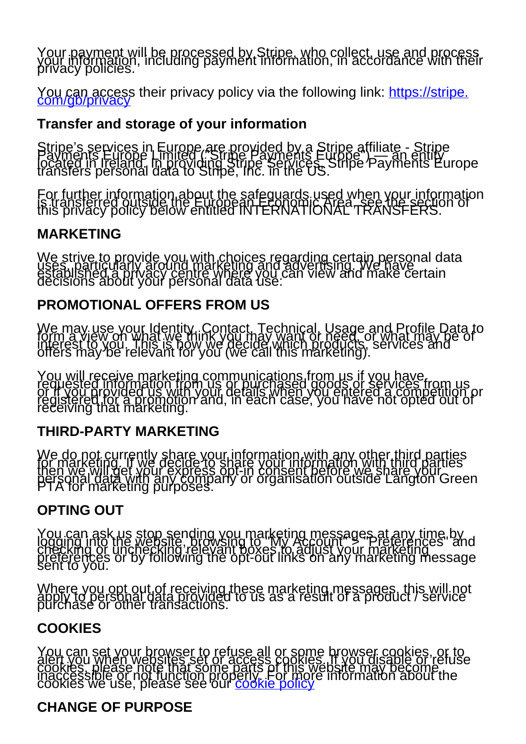Your payment will be processed by Stripe, who collect, use and process your information, including payment information, in accordance with their privacy policies.

You can access their privacy policy via the following link: [https://stripe.com/gb/privacy](https://stripe.com/gb/privacy)

## Transfer and storage of your information

Stripe's services in Europe are provided by a Stripe affiliate - Stripe Payments Europe Limited ("Stripe Payments Europe") — an entity located in Ireland. In providing Stripe Services, Stripe Payments Europe transfers personal data to Stripe, Inc. in the US.

For further information about the safeguards used when your information is transferred outside the European Economic Area, see the section of this privacy policy below entitled INTERNATIONAL TRANSFERS.

## MARKETING

We strive to provide you with choices regarding certain personal data uses, particularly around marketing and advertising. We have established a privacy centre where you can view and make certain decisions about your personal data use:

## PROMOTIONAL OFFERS FROM US

We may use your Identity, Contact, Technical, Usage and Profile Data to form a view on what we think you may want or need, or what may be of interest to you. This is how we decide which products, services and offers may be relevant for you (we call this marketing).

You will receive marketing communications from us if you have requested information from us or purchased goods or services from us or if you provided us with your details when you entered a competition or registered for a promotion and, in each case, you have not opted out of receiving that marketing.

## THIRD-PARTY MARKETING

We do not currently share your information with any other third parties for marketing. If we decide to share your information with third parties then we will get your express opt-in consent before we share your personal data with any company or organisation outside Langton Green PTA for marketing purposes.

## OPTING OUT

You can ask us stop sending you marketing messages at any time by logging into the website, browsing to "My Account" > "Preferences" and checking or unchecking relevant boxes to adjust your marketing preferences or by following the opt-out links on any marketing message sent to you.

Where you opt out of receiving these marketing messages, this will not apply to personal data provided to us as a result of a product / service purchase or other transactions.

## COOKIES

You can set your browser to refuse all or some browser cookies, or to alert you when websites set or access cookies. If you disable or refuse cookies, please note that some parts of this website may become inaccessible or not function properly. For more information about the cookies we use, please see our [cookie policy](cookie policy)

## CHANGE OF PURPOSE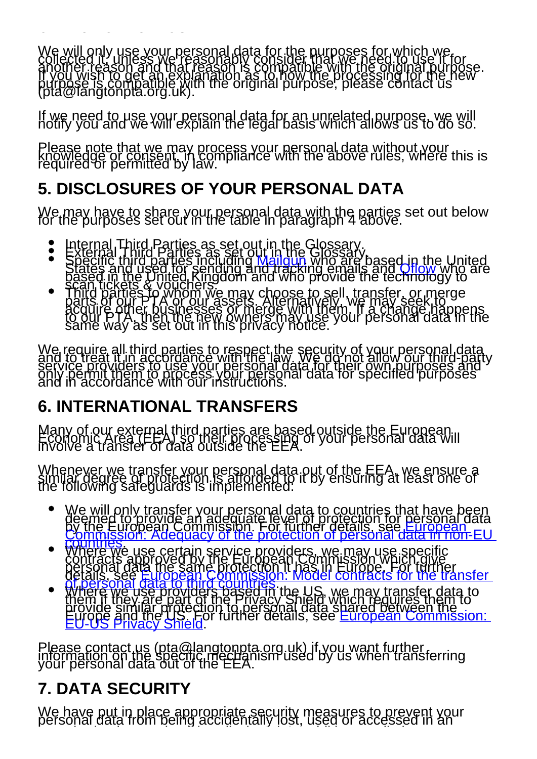We will only use your personal data for the purposes for which we collected it, unless we reasonably consider that we need to use it for another reason and that reason is compatible with the original purpose. If you wish to get an explanation as to how the processing for the new purpose is compatible with the original purpose, please contact us (pta@langtonpta.org.uk).

If we need to use your personal data for an unrelated purpose, we will notify you and we will explain the legal basis which allows us to do so.

Please note that we may process your personal data without your knowledge or consent, in compliance with the above rules, where this is required or permitted by law.

## 5. DISCLOSURES OF YOUR PERSONAL DATA

We may have to share your personal data with the parties set out below for the purposes set out in the table in paragraph 4 above.

- Internal Third Parties as set out in the Glossary.
- External Third Parties as set out in the Glossary.
- Specific third parties including Mailgun who are based in the United States and used for sending and tracking emails and Qflow who are based in the United Kingdom and who provide the technology to scan tickets & vouchers.
- Third parties to whom we may choose to sell, transfer, or merge parts of our PTA or our assets. Alternatively, we may seek to acquire other businesses or merge with them. If a change happens to our PTA, then the new owners may use your personal data in the same way as set out in this privacy notice.

We require all third parties to respect the security of your personal data and to treat it in accordance with the law. We do not allow our third-party service providers to use your personal data for their own purposes and only permit them to process your personal data for specified purposes and in accordance with our instructions.

## 6. INTERNATIONAL TRANSFERS

Many of our external third parties are based outside the European Economic Area (EEA) so their processing of your personal data will involve a transfer of data outside the EEA.

Whenever we transfer your personal data out of the EEA, we ensure a similar degree of protection is afforded to it by ensuring at least one of the following safeguards is implemented:

- We will only transfer your personal data to countries that have been deemed to provide an adequate level of protection for personal data by the European Commission. For further details, see European Commission: Adequacy of the protection of personal data in non-EU countries.
- Where we use certain service providers, we may use specific contracts approved by the European Commission which give personal data the same protection it has in Europe. For further details, see European Commission: Model contracts for the transfer of personal data to third countries.
- Where we use providers based in the US, we may transfer data to them if they are part of the Privacy Shield which requires them to provide similar protection to personal data shared between the Europe and the US. For further details, see European Commission: EU-US Privacy Shield.

Please contact us (pta@langtonpta.org.uk) if you want further information on the specific mechanism used by us when transferring your personal data out of the EEA.

## 7. DATA SECURITY

We have put in place appropriate security measures to prevent your personal data from being accidentally lost, used or accessed in an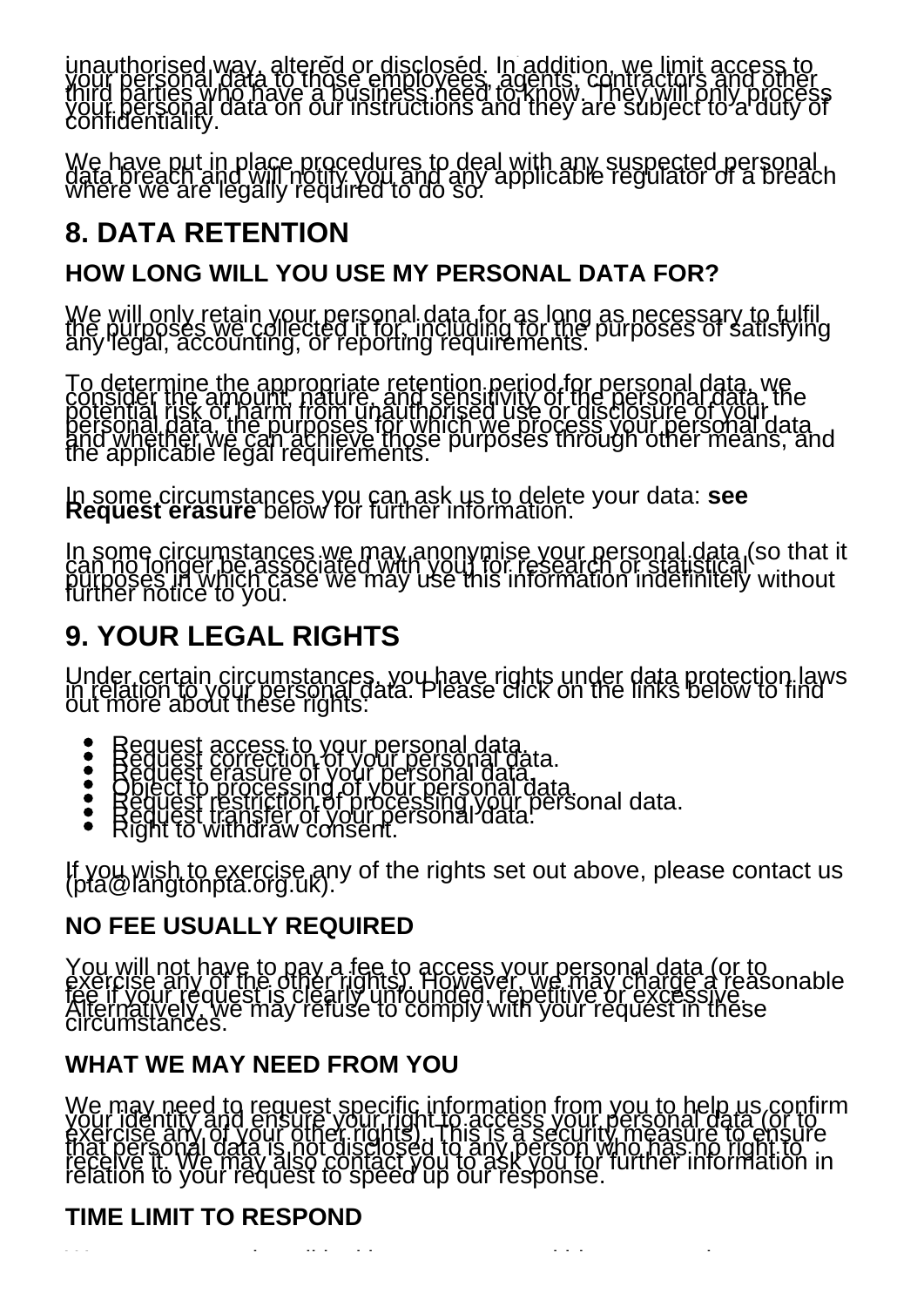unauthorised way, altered or disclosed. In addition, we limit access to your personal data to those employees, agents, contractors and other third parties who have a business need to know. They will only process your personal data on our instructions and they are subject to a duty of confidentiality.

We have put in place procedures to deal with any suspected personal data breach and will notify you and any applicable regulator of a breach where we are legally required to do so.

## 8. DATA RETENTION

### HOW LONG WILL YOU USE MY PERSONAL DATA FOR?

We will only retain your personal data for as long as necessary to fulfil the purposes we collected it for, including for the purposes of satisfying any legal, accounting, or reporting requirements.

To determine the appropriate retention period for personal data, we consider the amount, nature, and sensitivity of the personal data, the potential risk of harm from unauthorised use or disclosure of your personal data, the purposes for which we process your personal data and whether we can achieve those purposes through other means, and the applicable legal requirements.

In some circumstances you can ask us to delete your data: **see Request erasure** below for further information.

In some circumstances we may anonymise your personal data (so that it can no longer be associated with you) for research or statistical purposes in which case we may use this information indefinitely without further notice to you.

## 9. YOUR LEGAL RIGHTS

Under certain circumstances, you have rights under data protection laws in relation to your personal data. Please click on the links below to find out more about these rights:

- Request access to your personal data.
- Request correction of your personal data.
- Request erasure of your personal data.
- Object to processing of your personal data.
- Request restriction of processing your personal data.
- Request transfer of your personal data.
- Right to withdraw consent.

If you wish to exercise any of the rights set out above, please contact us (pta@langtonpta.org.uk).

### NO FEE USUALLY REQUIRED

You will not have to pay a fee to access your personal data (or to exercise any of the other rights). However, we may charge a reasonable fee if your request is clearly unfounded, repetitive or excessive. Alternatively, we may refuse to comply with your request in these circumstances.

### WHAT WE MAY NEED FROM YOU

We may need to request specific information from you to help us confirm your identity and ensure your right to access your personal data (or to exercise any of your other rights). This is a security measure to ensure that personal data is not disclosed to any person who has no right to receive it. We may also contact you to ask you for further information in relation to your request to speed up our response.

### TIME LIMIT TO RESPOND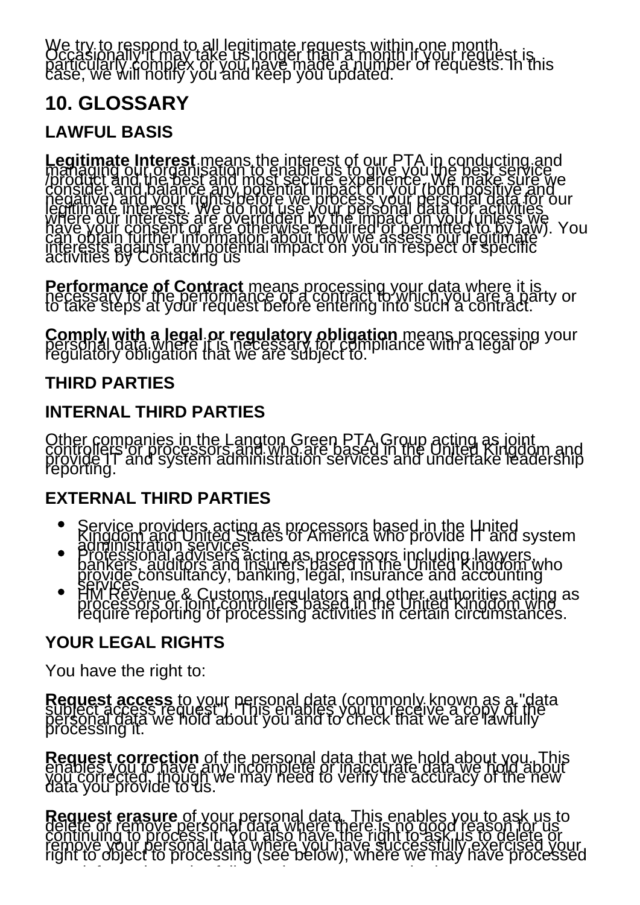We try to respond to all legitimate requests within one month. Occasionally it may take us longer than a month if your request is particularly complex or you have made a number of requests. In this case, we will notify you and keep you updated.

## 10. GLOSSARY

### LAWFUL BASIS

**Legitimate Interest** means the interest of our PTA in conducting and managing our organisation to enable us to give you the best service /product and the best and most secure experience. We make sure we consider and balance any potential impact on you (both positive and negative) and your rights before we process your personal data for our legitimate interests. We do not use your personal data for activities where our interests are overridden by the impact on you (unless we have your consent or are otherwise required or permitted to by law). You can obtain further information about how we assess our legitimate interests against any potential impact on you in respect of specific activities by Contacting us

**Performance of Contract** means processing your data where it is necessary for the performance of a contract to which you are a party or to take steps at your request before entering into such a contract.

**Comply with a legal or regulatory obligation** means processing your personal data where it is necessary for compliance with a legal or regulatory obligation that we are subject to.

### THIRD PARTIES

### INTERNAL THIRD PARTIES

Other companies in the Langton Green PTA Group acting as joint controllers or processors and who are based in the United Kingdom and provide IT and system administration services and undertake leadership reporting.

### EXTERNAL THIRD PARTIES

- Service providers acting as processors based in the United Kingdom and United States of America who provide IT and system administration services.
- Professional advisers acting as processors including lawyers, bankers, auditors and insurers based in the United Kingdom who provide consultancy, banking, legal, insurance and accounting services.
- HM Revenue & Customs, regulators and other authorities acting as processors or joint controllers based in the United Kingdom who require reporting of processing activities in certain circumstances.

### YOUR LEGAL RIGHTS

You have the right to:

**Request access** to your personal data (commonly known as a "data subject access request"). This enables you to receive a copy of the personal data we hold about you and to check that we are lawfully processing it.

**Request correction** of the personal data that we hold about you. This enables you to have any incomplete or inaccurate data we hold about you corrected, though we may need to verify the accuracy of the new data you provide to us.

**Request erasure** of your personal data. This enables you to ask us to delete or remove personal data where there is no good reason for us continuing to process it. You also have the right to ask us to delete or remove your personal data where you have successfully exercised your right to object to processing (see below), where we may have processed